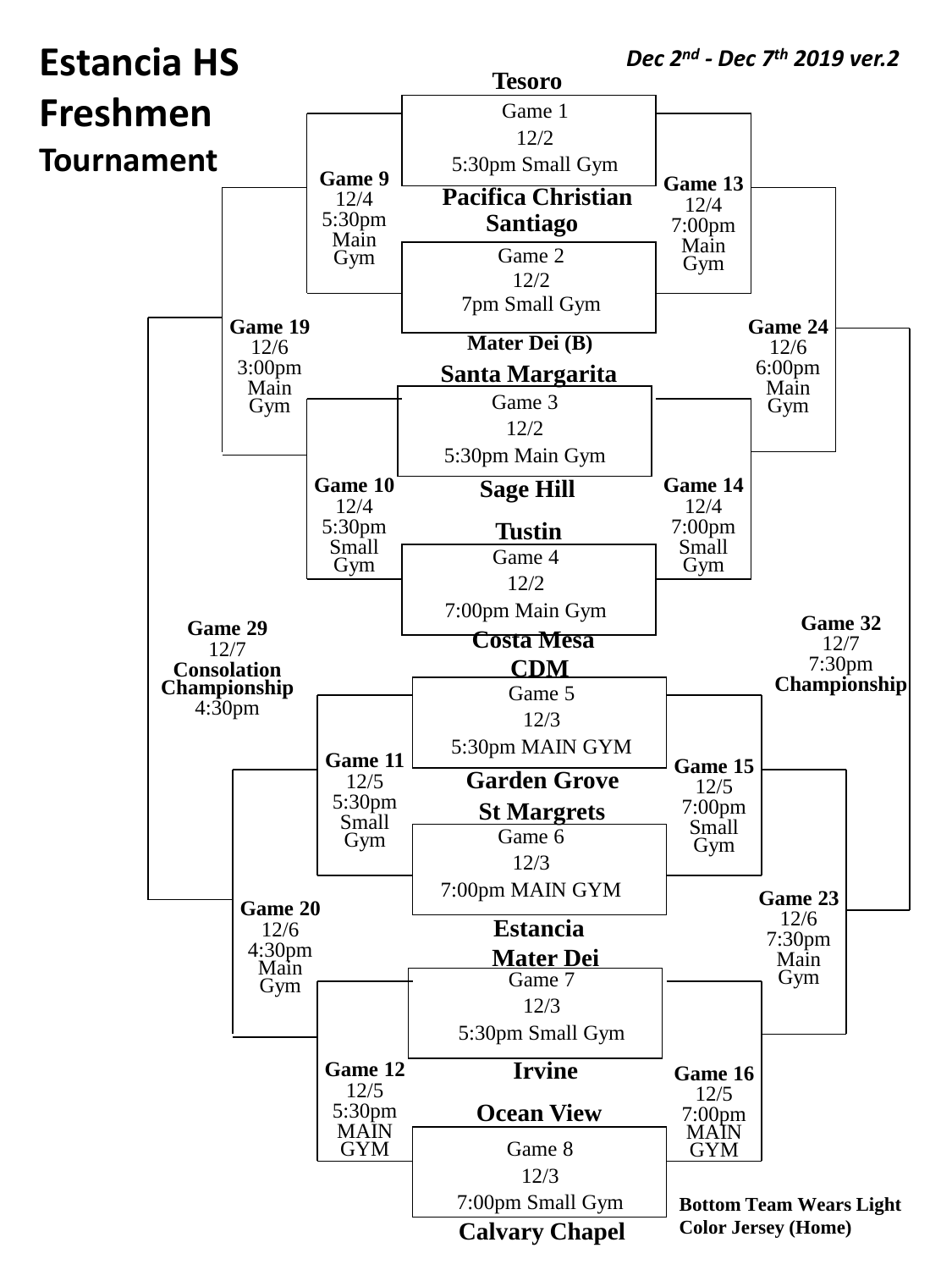# Estancia HS Freshmen Tournament

***Dec 2nd - Dec 7th 2019 ver.2***

**Tesoro**

Game 1
12/2
5:30pm Small Gym

**Pacifica Christian**

**Santiago**

Game 2
12/2
7pm Small Gym

**Mater Dei (B)**

**Santa Margarita**

Game 3
12/2
5:30pm Main Gym

**Sage Hill**

**Tustin**

Game 4
12/2
7:00pm Main Gym

**Costa Mesa**

**CDM**

Game 5
12/3
5:30pm MAIN GYM

**Garden Grove**

**St Margrets**

Game 6
12/3
7:00pm MAIN GYM

**Estancia**

**Mater Dei**

Game 7
12/3
5:30pm Small Gym

**Irvine**

**Ocean View**

Game 8
12/3
7:00pm Small Gym

**Calvary Chapel**

**Game 9**
12/4
5:30pm
Main Gym

**Game 10**
12/4
5:30pm
Small Gym

**Game 11**
12/5
5:30pm
Small Gym

**Game 12**
12/5
5:30pm
MAIN GYM

**Game 13**
12/4
7:00pm
Main Gym

**Game 14**
12/4
7:00pm
Small Gym

**Game 15**
12/5
7:00pm
Small Gym

**Game 16**
12/5
7:00pm
MAIN GYM

**Game 19**
12/6
3:00pm
Main Gym

**Game 20**
12/6
4:30pm
Main Gym

**Game 24**
12/6
6:00pm
Main Gym

**Game 23**
12/6
7:30pm
Main Gym

**Game 29**
12/7
**Consolation Championship**
4:30pm

**Game 32**
12/7
7:30pm
**Championship**

**Bottom Team Wears Light Color Jersey (Home)**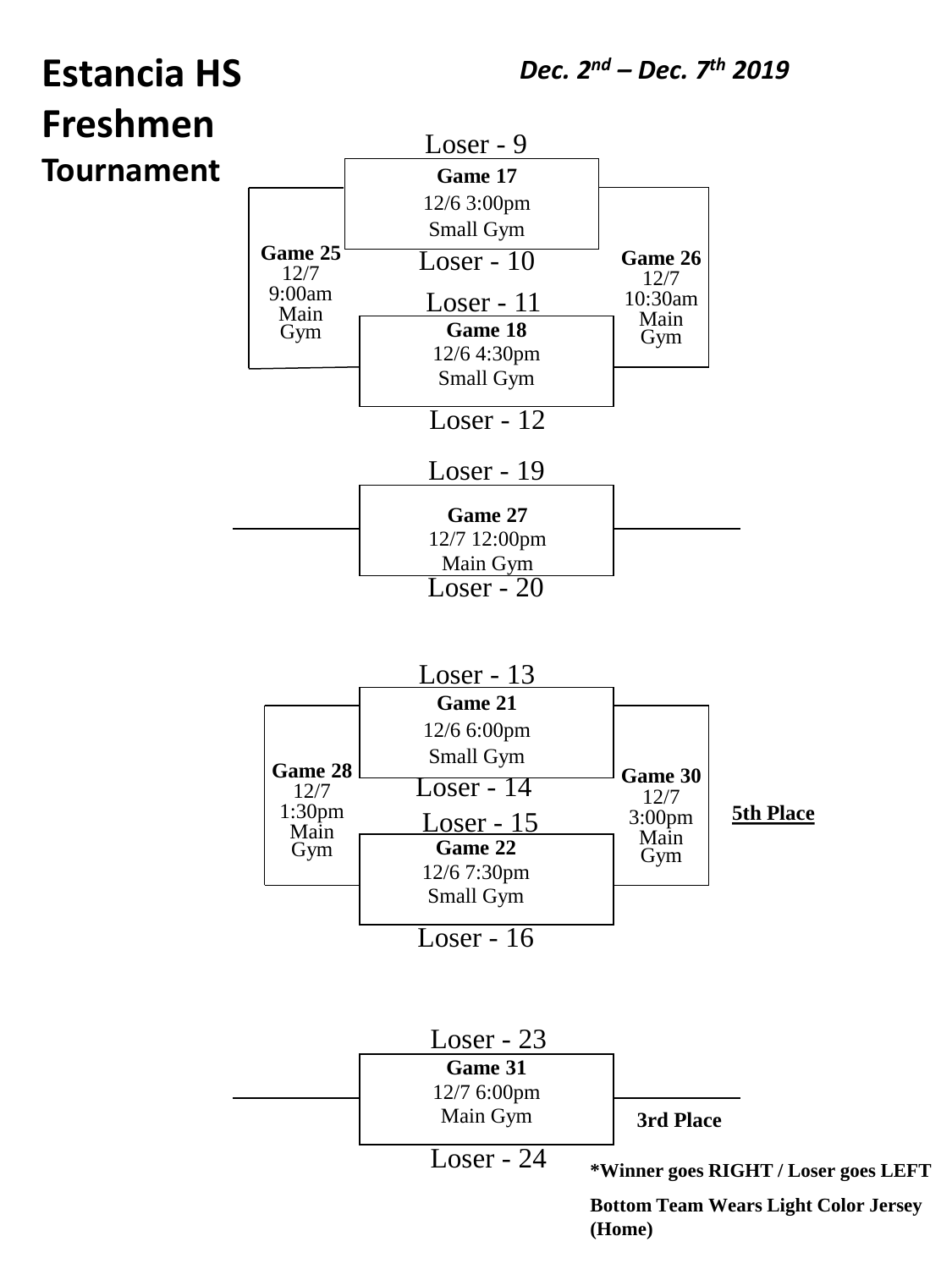# Estancia HS Freshmen Tournament

***Dec. 2nd – Dec. 7th 2019***

Loser - 9

**Game 17**
12/6 3:00pm
Small Gym

Loser - 10

**Game 25**
12/7
9:00am
Main
Gym

**Game 26**
12/7
10:30am
Main
Gym

Loser - 11

**Game 18**
12/6 4:30pm
Small Gym

Loser - 12

Loser - 19

**Game 27**
12/7 12:00pm
Main Gym

Loser - 20

Loser - 13

**Game 21**
12/6 6:00pm
Small Gym

Loser - 14

**Game 28**
12/7
1:30pm
Main
Gym

**Game 30**
12/7
3:00pm
Main
Gym

**5th Place**

Loser - 15

**Game 22**
12/6 7:30pm
Small Gym

Loser - 16

Loser - 23

**Game 31**
12/7 6:00pm
Main Gym

**3rd Place**

Loser - 24

***Winner goes RIGHT / Loser goes LEFT**

**Bottom Team Wears Light Color Jersey (Home)**